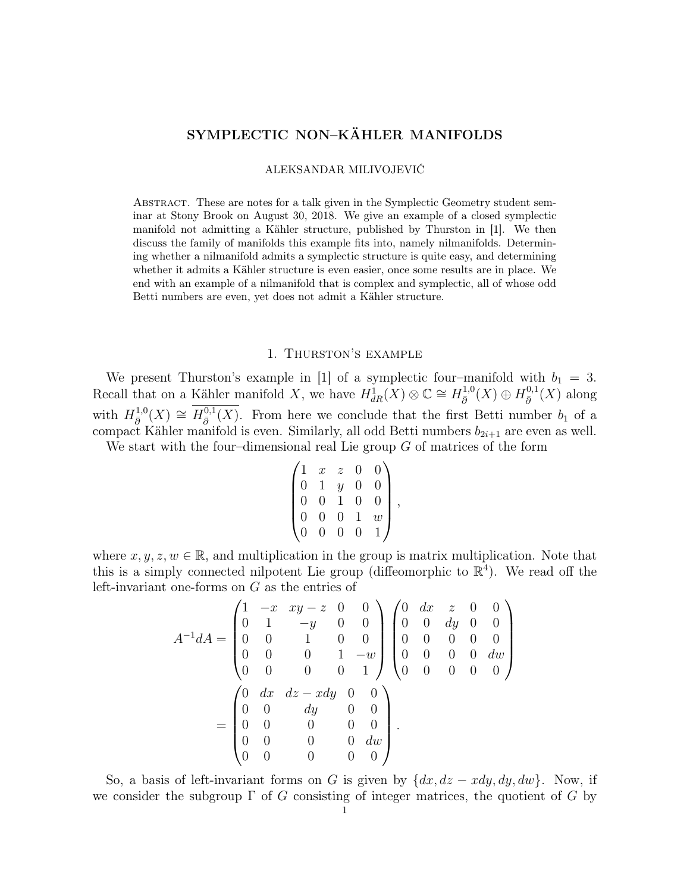# SYMPLECTIC NON–KÄHLER MANIFOLDS

ALEKSANDAR MILIVOJEVIĆ

Abstract. These are notes for a talk given in the Symplectic Geometry student seminar at Stony Brook on August 30, 2018. We give an example of a closed symplectic manifold not admitting a Kähler structure, published by Thurston in [1]. We then discuss the family of manifolds this example fits into, namely nilmanifolds. Determining whether a nilmanifold admits a symplectic structure is quite easy, and determining whether it admits a Kähler structure is even easier, once some results are in place. We end with an example of a nilmanifold that is complex and symplectic, all of whose odd Betti numbers are even, yet does not admit a Kähler structure.

## 1. Thurston's example

We present Thurston's example in [1] of a symplectic four–manifold with $b_1 = 3$. Recall that on a Kähler manifold $X$, we have $H^1_{dR}(X) \otimes \mathbb{C} \cong H^{1,0}_{\bar{\partial}}(X) \oplus H^{0,1}_{\bar{\partial}}(X)$ along with $H^{1,0}_{\bar{\partial}}(X) \cong \overline{H^{0,1}_{\bar{\partial}}(X)}$. From here we conclude that the first Betti number $b_1$ of a compact Kähler manifold is even. Similarly, all odd Betti numbers $b_{2i+1}$ are even as well.

We start with the four–dimensional real Lie group $G$ of matrices of the form

$$\begin{pmatrix} 1 & x & z & 0 & 0 \\ 0 & 1 & y & 0 & 0 \\ 0 & 0 & 1 & 0 & 0 \\ 0 & 0 & 0 & 1 & w \\ 0 & 0 & 0 & 0 & 1 \end{pmatrix},$$

where $x, y, z, w \in \mathbb{R}$, and multiplication in the group is matrix multiplication. Note that this is a simply connected nilpotent Lie group (diffeomorphic to $\mathbb{R}^4$). We read off the left-invariant one-forms on $G$ as the entries of

$$A^{-1}dA = \begin{pmatrix} 1 & -x & xy-z & 0 & 0 \\ 0 & 1 & -y & 0 & 0 \\ 0 & 0 & 1 & 0 & 0 \\ 0 & 0 & 0 & 1 & -w \\ 0 & 0 & 0 & 0 & 1 \end{pmatrix} \begin{pmatrix} 0 & dx & z & 0 & 0 \\ 0 & 0 & dy & 0 & 0 \\ 0 & 0 & 0 & 0 & 0 \\ 0 & 0 & 0 & 0 & dw \\ 0 & 0 & 0 & 0 & 0 \end{pmatrix}$$

$$= \begin{pmatrix} 0 & dx & dz - xdy & 0 & 0 \\ 0 & 0 & dy & 0 & 0 \\ 0 & 0 & 0 & 0 & 0 \\ 0 & 0 & 0 & 0 & dw \\ 0 & 0 & 0 & 0 & 0 \end{pmatrix}.$$

So, a basis of left-invariant forms on $G$ is given by $\{dx, dz - xdy, dy, dw\}$. Now, if we consider the subgroup $\Gamma$ of $G$ consisting of integer matrices, the quotient of $G$ by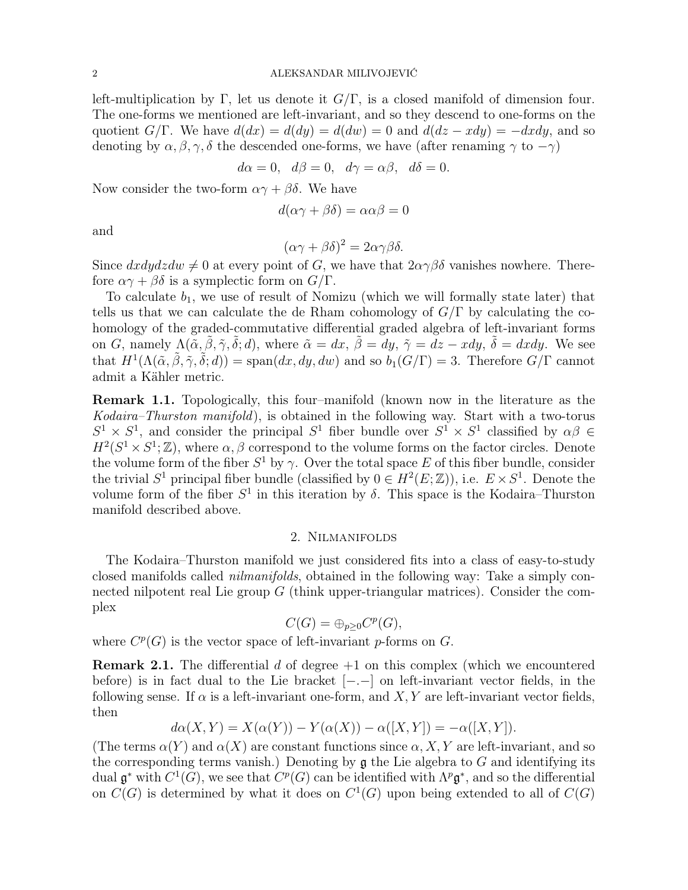left-multiplication by $\Gamma$, let us denote it $G/\Gamma$, is a closed manifold of dimension four. The one-forms we mentioned are left-invariant, and so they descend to one-forms on the quotient $G/\Gamma$. We have $d(dx) = d(dy) = d(dw) = 0$ and $d(dz - xdy) = -dxdy$, and so denoting by $\alpha, \beta, \gamma, \delta$ the descended one-forms, we have (after renaming $\gamma$ to $-\gamma$)

$$d\alpha = 0, \quad d\beta = 0, \quad d\gamma = \alpha\beta, \quad d\delta = 0.$$

Now consider the two-form $\alpha\gamma + \beta\delta$. We have

$$d(\alpha\gamma + \beta\delta) = \alpha\alpha\beta = 0$$

and

$$(\alpha\gamma + \beta\delta)^2 = 2\alpha\gamma\beta\delta.$$

Since $dxdydzdw \neq 0$ at every point of $G$, we have that $2\alpha\gamma\beta\delta$ vanishes nowhere. Therefore $\alpha\gamma + \beta\delta$ is a symplectic form on $G/\Gamma$.

To calculate $b_1$, we use of result of Nomizu (which we will formally state later) that tells us that we can calculate the de Rham cohomology of $G/\Gamma$ by calculating the cohomology of the graded-commutative differential graded algebra of left-invariant forms on $G$, namely $\Lambda(\tilde{\alpha}, \tilde{\beta}, \tilde{\gamma}, \tilde{\delta}; d)$, where $\tilde{\alpha} = dx$, $\tilde{\beta} = dy$, $\tilde{\gamma} = dz - xdy$, $\tilde{\delta} = dxdy$. We see that $H^1(\Lambda(\tilde{\alpha}, \tilde{\beta}, \tilde{\gamma}, \tilde{\delta}; d)) = \text{span}(dx, dy, dw)$ and so $b_1(G/\Gamma) = 3$. Therefore $G/\Gamma$ cannot admit a Kähler metric.

**Remark 1.1.** Topologically, this four–manifold (known now in the literature as the *Kodaira–Thurston manifold*), is obtained in the following way. Start with a two-torus $S^1 \times S^1$, and consider the principal $S^1$ fiber bundle over $S^1 \times S^1$ classified by $\alpha\beta \in H^2(S^1 \times S^1; \mathbb{Z})$, where $\alpha, \beta$ correspond to the volume forms on the factor circles. Denote the volume form of the fiber $S^1$ by $\gamma$. Over the total space $E$ of this fiber bundle, consider the trivial $S^1$ principal fiber bundle (classified by $0 \in H^2(E; \mathbb{Z})$), i.e. $E \times S^1$. Denote the volume form of the fiber $S^1$ in this iteration by $\delta$. This space is the Kodaira–Thurston manifold described above.

## 2. Nilmanifolds

The Kodaira–Thurston manifold we just considered fits into a class of easy-to-study closed manifolds called *nilmanifolds*, obtained in the following way: Take a simply connected nilpotent real Lie group $G$ (think upper-triangular matrices). Consider the complex

$$C(G) = \oplus_{p \geq 0} C^p(G),$$

where $C^p(G)$ is the vector space of left-invariant $p$-forms on $G$.

**Remark 2.1.** The differential $d$ of degree $+1$ on this complex (which we encountered before) is in fact dual to the Lie bracket $[-.-]$ on left-invariant vector fields, in the following sense. If $\alpha$ is a left-invariant one-form, and $X, Y$ are left-invariant vector fields, then

$$d\alpha(X, Y) = X(\alpha(Y)) - Y(\alpha(X)) - \alpha([X, Y]) = -\alpha([X, Y]).$$

(The terms $\alpha(Y)$ and $\alpha(X)$ are constant functions since $\alpha, X, Y$ are left-invariant, and so the corresponding terms vanish.) Denoting by $\mathfrak{g}$ the Lie algebra to $G$ and identifying its dual $\mathfrak{g}^*$ with $C^1(G)$, we see that $C^p(G)$ can be identified with $\Lambda^p \mathfrak{g}^*$, and so the differential on $C(G)$ is determined by what it does on $C^1(G)$ upon being extended to all of $C(G)$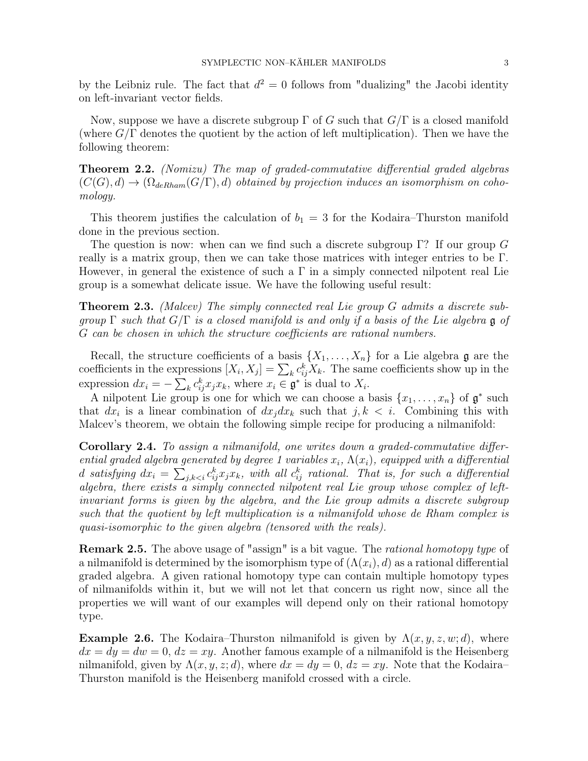by the Leibniz rule. The fact that $d^2 = 0$ follows from "dualizing" the Jacobi identity on left-invariant vector fields.

Now, suppose we have a discrete subgroup $\Gamma$ of $G$ such that $G/\Gamma$ is a closed manifold (where $G/\Gamma$ denotes the quotient by the action of left multiplication). Then we have the following theorem:

**Theorem 2.2.** *(Nomizu) The map of graded-commutative differential graded algebras $(C(G), d) \to (\Omega_{deRham}(G/\Gamma), d)$ obtained by projection induces an isomorphism on cohomology.*

This theorem justifies the calculation of $b_1 = 3$ for the Kodaira–Thurston manifold done in the previous section.

The question is now: when can we find such a discrete subgroup $\Gamma$? If our group $G$ really is a matrix group, then we can take those matrices with integer entries to be $\Gamma$. However, in general the existence of such a $\Gamma$ in a simply connected nilpotent real Lie group is a somewhat delicate issue. We have the following useful result:

**Theorem 2.3.** *(Malcev) The simply connected real Lie group $G$ admits a discrete subgroup $\Gamma$ such that $G/\Gamma$ is a closed manifold is and only if a basis of the Lie algebra $\mathfrak{g}$ of $G$ can be chosen in which the structure coefficients are rational numbers.*

Recall, the structure coefficients of a basis $\{X_1, \ldots, X_n\}$ for a Lie algebra $\mathfrak{g}$ are the coefficients in the expressions $[X_i, X_j] = \sum_k c_{ij}^k X_k$. The same coefficients show up in the expression $dx_i = -\sum_k c_{ij}^k x_j x_k$, where $x_i \in \mathfrak{g}^*$ is dual to $X_i$.

A nilpotent Lie group is one for which we can choose a basis $\{x_1, \ldots, x_n\}$ of $\mathfrak{g}^*$ such that $dx_i$ is a linear combination of $dx_j dx_k$ such that $j, k < i$. Combining this with Malcev's theorem, we obtain the following simple recipe for producing a nilmanifold:

**Corollary 2.4.** *To assign a nilmanifold, one writes down a graded-commutative differential graded algebra generated by degree 1 variables $x_i$, $\Lambda(x_i)$, equipped with a differential $d$ satisfying $dx_i = \sum_{j,k<i} c_{ij}^k x_j x_k$, with all $c_{ij}^k$ rational. That is, for such a differential algebra, there exists a simply connected nilpotent real Lie group whose complex of left-invariant forms is given by the algebra, and the Lie group admits a discrete subgroup such that the quotient by left multiplication is a nilmanifold whose de Rham complex is quasi-isomorphic to the given algebra (tensored with the reals).*

**Remark 2.5.** The above usage of "assign" is a bit vague. The *rational homotopy type* of a nilmanifold is determined by the isomorphism type of $(\Lambda(x_i), d)$ as a rational differential graded algebra. A given rational homotopy type can contain multiple homotopy types of nilmanifolds within it, but we will not let that concern us right now, since all the properties we will want of our examples will depend only on their rational homotopy type.

**Example 2.6.** The Kodaira–Thurston nilmanifold is given by $\Lambda(x, y, z, w; d)$, where $dx = dy = dw = 0$, $dz = xy$. Another famous example of a nilmanifold is the Heisenberg nilmanifold, given by $\Lambda(x, y, z; d)$, where $dx = dy = 0$, $dz = xy$. Note that the Kodaira–Thurston manifold is the Heisenberg manifold crossed with a circle.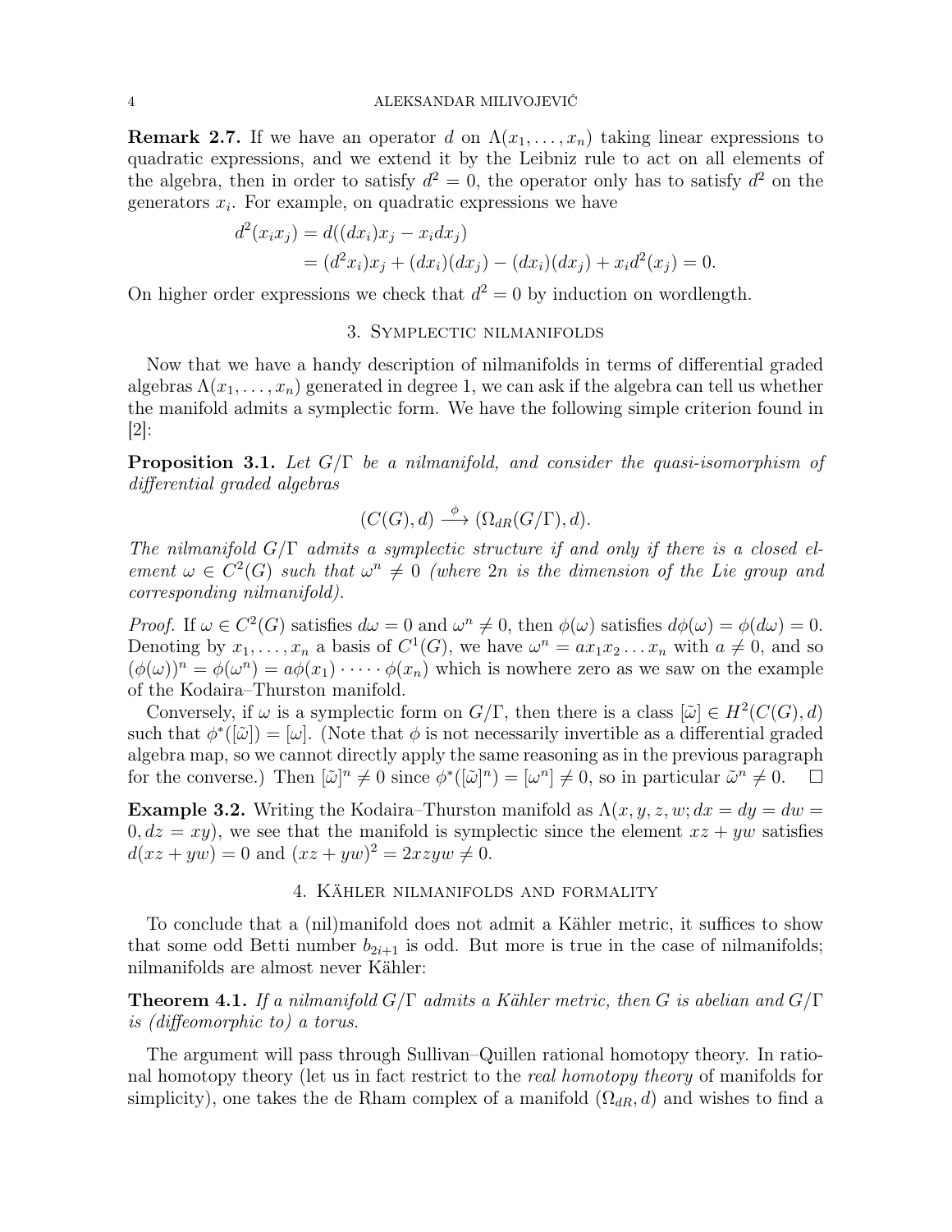**Remark 2.7.** If we have an operator $d$ on $\Lambda(x_1, \ldots, x_n)$ taking linear expressions to quadratic expressions, and we extend it by the Leibniz rule to act on all elements of the algebra, then in order to satisfy $d^2 = 0$, the operator only has to satisfy $d^2$ on the generators $x_i$. For example, on quadratic expressions we have

$$
\begin{aligned}
d^2(x_i x_j) &= d((dx_i)x_j - x_i dx_j) \\
&= (d^2 x_i)x_j + (dx_i)(dx_j) - (dx_i)(dx_j) + x_i d^2(x_j) = 0.
\end{aligned}
$$

On higher order expressions we check that $d^2 = 0$ by induction on wordlength.

## 3. Symplectic nilmanifolds

Now that we have a handy description of nilmanifolds in terms of differential graded algebras $\Lambda(x_1, \ldots, x_n)$ generated in degree 1, we can ask if the algebra can tell us whether the manifold admits a symplectic form. We have the following simple criterion found in [2]:

**Proposition 3.1.** *Let $G/\Gamma$ be a nilmanifold, and consider the quasi-isomorphism of differential graded algebras*

$$(C(G), d) \xrightarrow{\phi} (\Omega_{dR}(G/\Gamma), d).$$

*The nilmanifold $G/\Gamma$ admits a symplectic structure if and only if there is a closed element $\omega \in C^2(G)$ such that $\omega^n \neq 0$ (where $2n$ is the dimension of the Lie group and corresponding nilmanifold).*

*Proof.* If $\omega \in C^2(G)$ satisfies $d\omega = 0$ and $\omega^n \neq 0$, then $\phi(\omega)$ satisfies $d\phi(\omega) = \phi(d\omega) = 0$. Denoting by $x_1, \ldots, x_n$ a basis of $C^1(G)$, we have $\omega^n = ax_1x_2 \ldots x_n$ with $a \neq 0$, and so $(\phi(\omega))^n = \phi(\omega^n) = a\phi(x_1) \cdot \cdots \cdot \phi(x_n)$ which is nowhere zero as we saw on the example of the Kodaira–Thurston manifold.

Conversely, if $\omega$ is a symplectic form on $G/\Gamma$, then there is a class $[\tilde{\omega}] \in H^2(C(G), d)$ such that $\phi^*([\tilde{\omega}]) = [\omega]$. (Note that $\phi$ is not necessarily invertible as a differential graded algebra map, so we cannot directly apply the same reasoning as in the previous paragraph for the converse.) Then $[\tilde{\omega}]^n \neq 0$ since $\phi^*([\tilde{\omega}]^n) = [\omega^n] \neq 0$, so in particular $\tilde{\omega}^n \neq 0$. $\square$

**Example 3.2.** Writing the Kodaira–Thurston manifold as $\Lambda(x, y, z, w; dx = dy = dw = 0, dz = xy)$, we see that the manifold is symplectic since the element $xz + yw$ satisfies $d(xz + yw) = 0$ and $(xz + yw)^2 = 2xzyw \neq 0$.

## 4. Kähler nilmanifolds and formality

To conclude that a (nil)manifold does not admit a Kähler metric, it suffices to show that some odd Betti number $b_{2i+1}$ is odd. But more is true in the case of nilmanifolds; nilmanifolds are almost never Kähler:

**Theorem 4.1.** *If a nilmanifold $G/\Gamma$ admits a Kähler metric, then $G$ is abelian and $G/\Gamma$ is (diffeomorphic to) a torus.*

The argument will pass through Sullivan–Quillen rational homotopy theory. In rational homotopy theory (let us in fact restrict to the *real homotopy theory* of manifolds for simplicity), one takes the de Rham complex of a manifold $(\Omega_{dR}, d)$ and wishes to find a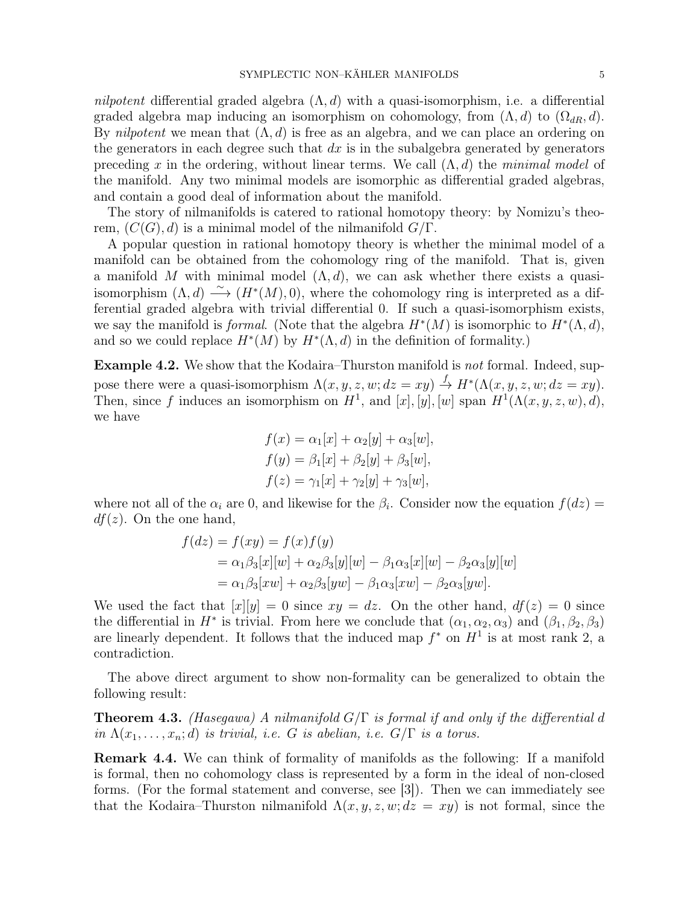*nilpotent* differential graded algebra $(\Lambda, d)$ with a quasi-isomorphism, i.e. a differential graded algebra map inducing an isomorphism on cohomology, from $(\Lambda, d)$ to $(\Omega_{dR}, d)$. By *nilpotent* we mean that $(\Lambda, d)$ is free as an algebra, and we can place an ordering on the generators in each degree such that $dx$ is in the subalgebra generated by generators preceding $x$ in the ordering, without linear terms. We call $(\Lambda, d)$ the *minimal model* of the manifold. Any two minimal models are isomorphic as differential graded algebras, and contain a good deal of information about the manifold.

The story of nilmanifolds is catered to rational homotopy theory: by Nomizu's theorem, $(C(G), d)$ is a minimal model of the nilmanifold $G/\Gamma$.

A popular question in rational homotopy theory is whether the minimal model of a manifold can be obtained from the cohomology ring of the manifold. That is, given a manifold $M$ with minimal model $(\Lambda, d)$, we can ask whether there exists a quasi-isomorphism $(\Lambda, d) \xrightarrow{\sim} (H^*(M), 0)$, where the cohomology ring is interpreted as a differential graded algebra with trivial differential 0. If such a quasi-isomorphism exists, we say the manifold is *formal*. (Note that the algebra $H^*(M)$ is isomorphic to $H^*(\Lambda, d)$, and so we could replace $H^*(M)$ by $H^*(\Lambda, d)$ in the definition of formality.)

**Example 4.2.** We show that the Kodaira–Thurston manifold is *not* formal. Indeed, suppose there were a quasi-isomorphism $\Lambda(x, y, z, w; dz = xy) \xrightarrow{f} H^*(\Lambda(x, y, z, w; dz = xy)$. Then, since $f$ induces an isomorphism on $H^1$, and $[x], [y], [w]$ span $H^1(\Lambda(x, y, z, w), d)$, we have

$$f(x) = \alpha_1[x] + \alpha_2[y] + \alpha_3[w],$$
$$f(y) = \beta_1[x] + \beta_2[y] + \beta_3[w],$$
$$f(z) = \gamma_1[x] + \gamma_2[y] + \gamma_3[w],$$

where not all of the $\alpha_i$ are 0, and likewise for the $\beta_i$. Consider now the equation $f(dz) = df(z)$. On the one hand,

$$\begin{aligned} f(dz) &= f(xy) = f(x)f(y) \\ &= \alpha_1\beta_3[x][w] + \alpha_2\beta_3[y][w] - \beta_1\alpha_3[x][w] - \beta_2\alpha_3[y][w] \\ &= \alpha_1\beta_3[xw] + \alpha_2\beta_3[yw] - \beta_1\alpha_3[xw] - \beta_2\alpha_3[yw]. \end{aligned}$$

We used the fact that $[x][y] = 0$ since $xy = dz$. On the other hand, $df(z) = 0$ since the differential in $H^*$ is trivial. From here we conclude that $(\alpha_1, \alpha_2, \alpha_3)$ and $(\beta_1, \beta_2, \beta_3)$ are linearly dependent. It follows that the induced map $f^*$ on $H^1$ is at most rank 2, a contradiction.

The above direct argument to show non-formality can be generalized to obtain the following result:

**Theorem 4.3.** *(Hasegawa) A nilmanifold $G/\Gamma$ is formal if and only if the differential $d$ in $\Lambda(x_1, \dots, x_n; d)$ is trivial, i.e. $G$ is abelian, i.e. $G/\Gamma$ is a torus.*

**Remark 4.4.** We can think of formality of manifolds as the following: If a manifold is formal, then no cohomology class is represented by a form in the ideal of non-closed forms. (For the formal statement and converse, see [3]). Then we can immediately see that the Kodaira–Thurston nilmanifold $\Lambda(x, y, z, w; dz = xy)$ is not formal, since the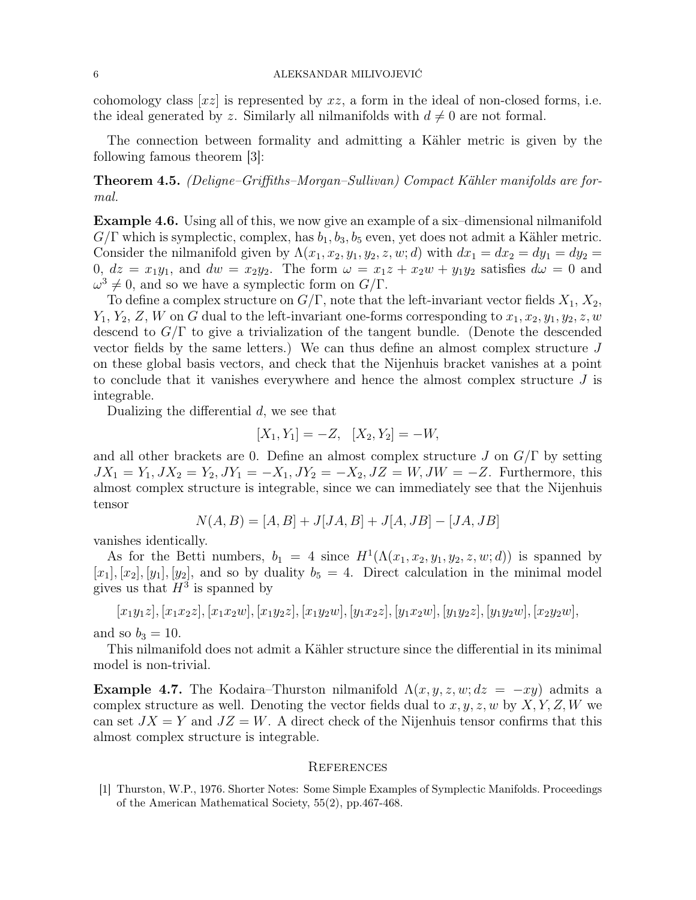cohomology class $[xz]$ is represented by $xz$, a form in the ideal of non-closed forms, i.e. the ideal generated by $z$. Similarly all nilmanifolds with $d \neq 0$ are not formal.

The connection between formality and admitting a Kähler metric is given by the following famous theorem [3]:

**Theorem 4.5.** *(Deligne–Griffiths–Morgan–Sullivan) Compact Kähler manifolds are formal.*

**Example 4.6.** Using all of this, we now give an example of a six–dimensional nilmanifold $G/\Gamma$ which is symplectic, complex, has $b_1, b_3, b_5$ even, yet does not admit a Kähler metric. Consider the nilmanifold given by $\Lambda(x_1, x_2, y_1, y_2, z, w; d)$ with $dx_1 = dx_2 = dy_1 = dy_2 = 0$, $dz = x_1y_1$, and $dw = x_2y_2$. The form $\omega = x_1z + x_2w + y_1y_2$ satisfies $d\omega = 0$ and $\omega^3 \neq 0$, and so we have a symplectic form on $G/\Gamma$.

To define a complex structure on $G/\Gamma$, note that the left-invariant vector fields $X_1$, $X_2$, $Y_1$, $Y_2$, $Z$, $W$ on $G$ dual to the left-invariant one-forms corresponding to $x_1, x_2, y_1, y_2, z, w$ descend to $G/\Gamma$ to give a trivialization of the tangent bundle. (Denote the descended vector fields by the same letters.) We can thus define an almost complex structure $J$ on these global basis vectors, and check that the Nijenhuis bracket vanishes at a point to conclude that it vanishes everywhere and hence the almost complex structure $J$ is integrable.

Dualizing the differential $d$, we see that

$$[X_1, Y_1] = -Z, \quad [X_2, Y_2] = -W,$$

and all other brackets are 0. Define an almost complex structure $J$ on $G/\Gamma$ by setting $JX_1 = Y_1, JX_2 = Y_2, JY_1 = -X_1, JY_2 = -X_2, JZ = W, JW = -Z$. Furthermore, this almost complex structure is integrable, since we can immediately see that the Nijenhuis tensor

$$N(A, B) = [A, B] + J[JA, B] + J[A, JB] - [JA, JB]$$

vanishes identically.

As for the Betti numbers, $b_1 = 4$ since $H^1(\Lambda(x_1, x_2, y_1, y_2, z, w; d))$ is spanned by $[x_1], [x_2], [y_1], [y_2]$, and so by duality $b_5 = 4$. Direct calculation in the minimal model gives us that $H^3$ is spanned by

$$[x_1y_1z], [x_1x_2z], [x_1x_2w], [x_1y_2z], [x_1y_2w], [y_1x_2z], [y_1x_2w], [y_1y_2z], [y_1y_2w], [x_2y_2w],$$

and so $b_3 = 10$.

This nilmanifold does not admit a Kähler structure since the differential in its minimal model is non-trivial.

**Example 4.7.** The Kodaira–Thurston nilmanifold $\Lambda(x, y, z, w; dz = -xy)$ admits a complex structure as well. Denoting the vector fields dual to $x, y, z, w$ by $X, Y, Z, W$ we can set $JX = Y$ and $JZ = W$. A direct check of the Nijenhuis tensor confirms that this almost complex structure is integrable.

## References

[1] Thurston, W.P., 1976. Shorter Notes: Some Simple Examples of Symplectic Manifolds. Proceedings of the American Mathematical Society, 55(2), pp.467-468.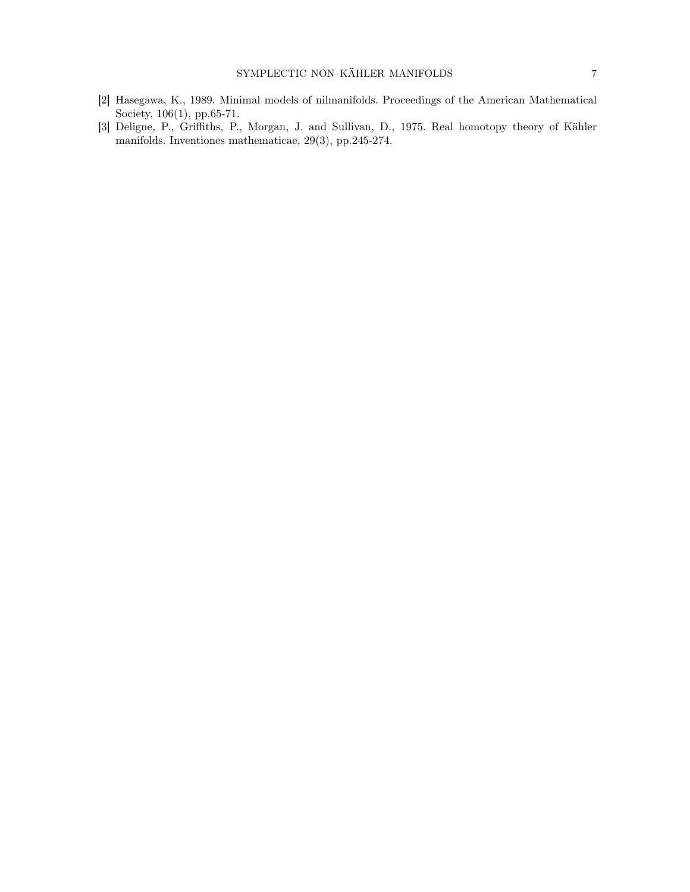[2] Hasegawa, K., 1989. Minimal models of nilmanifolds. Proceedings of the American Mathematical Society, 106(1), pp.65-71.

[3] Deligne, P., Griffiths, P., Morgan, J. and Sullivan, D., 1975. Real homotopy theory of Kähler manifolds. Inventiones mathematicae, 29(3), pp.245-274.